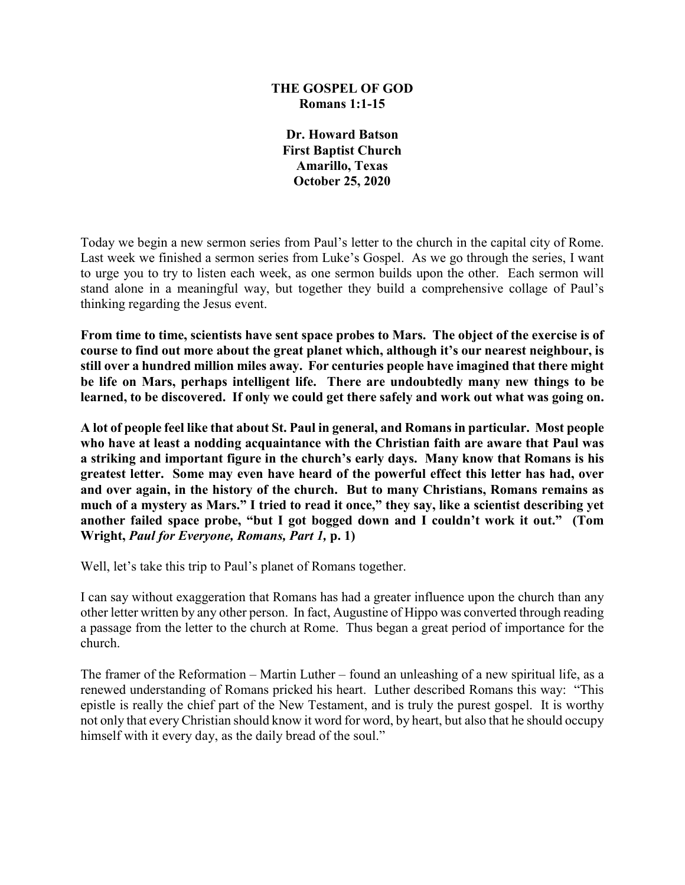**THE GOSPEL OF GOD**
**Romans 1:1-15**

**Dr. Howard Batson**
**First Baptist Church**
**Amarillo, Texas**
**October 25, 2020**

Today we begin a new sermon series from Paul's letter to the church in the capital city of Rome. Last week we finished a sermon series from Luke's Gospel. As we go through the series, I want to urge you to try to listen each week, as one sermon builds upon the other. Each sermon will stand alone in a meaningful way, but together they build a comprehensive collage of Paul's thinking regarding the Jesus event.

**From time to time, scientists have sent space probes to Mars. The object of the exercise is of course to find out more about the great planet which, although it's our nearest neighbour, is still over a hundred million miles away. For centuries people have imagined that there might be life on Mars, perhaps intelligent life. There are undoubtedly many new things to be learned, to be discovered. If only we could get there safely and work out what was going on.**

**A lot of people feel like that about St. Paul in general, and Romans in particular. Most people who have at least a nodding acquaintance with the Christian faith are aware that Paul was a striking and important figure in the church's early days. Many know that Romans is his greatest letter. Some may even have heard of the powerful effect this letter has had, over and over again, in the history of the church. But to many Christians, Romans remains as much of a mystery as Mars." I tried to read it once," they say, like a scientist describing yet another failed space probe, "but I got bogged down and I couldn't work it out." (Tom Wright, *Paul for Everyone, Romans, Part 1,* p. 1)**

Well, let's take this trip to Paul's planet of Romans together.

I can say without exaggeration that Romans has had a greater influence upon the church than any other letter written by any other person. In fact, Augustine of Hippo was converted through reading a passage from the letter to the church at Rome. Thus began a great period of importance for the church.

The framer of the Reformation – Martin Luther – found an unleashing of a new spiritual life, as a renewed understanding of Romans pricked his heart. Luther described Romans this way: "This epistle is really the chief part of the New Testament, and is truly the purest gospel. It is worthy not only that every Christian should know it word for word, by heart, but also that he should occupy himself with it every day, as the daily bread of the soul."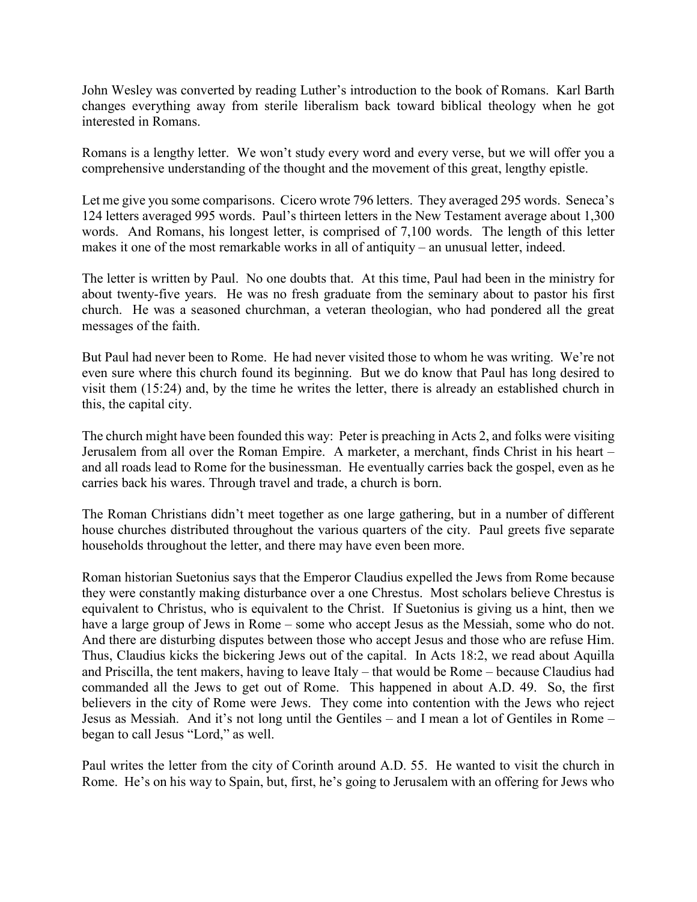John Wesley was converted by reading Luther's introduction to the book of Romans. Karl Barth changes everything away from sterile liberalism back toward biblical theology when he got interested in Romans.

Romans is a lengthy letter. We won't study every word and every verse, but we will offer you a comprehensive understanding of the thought and the movement of this great, lengthy epistle.

Let me give you some comparisons. Cicero wrote 796 letters. They averaged 295 words. Seneca's 124 letters averaged 995 words. Paul's thirteen letters in the New Testament average about 1,300 words. And Romans, his longest letter, is comprised of 7,100 words. The length of this letter makes it one of the most remarkable works in all of antiquity – an unusual letter, indeed.

The letter is written by Paul. No one doubts that. At this time, Paul had been in the ministry for about twenty-five years. He was no fresh graduate from the seminary about to pastor his first church. He was a seasoned churchman, a veteran theologian, who had pondered all the great messages of the faith.

But Paul had never been to Rome. He had never visited those to whom he was writing. We're not even sure where this church found its beginning. But we do know that Paul has long desired to visit them (15:24) and, by the time he writes the letter, there is already an established church in this, the capital city.

The church might have been founded this way: Peter is preaching in Acts 2, and folks were visiting Jerusalem from all over the Roman Empire. A marketer, a merchant, finds Christ in his heart – and all roads lead to Rome for the businessman. He eventually carries back the gospel, even as he carries back his wares. Through travel and trade, a church is born.

The Roman Christians didn't meet together as one large gathering, but in a number of different house churches distributed throughout the various quarters of the city. Paul greets five separate households throughout the letter, and there may have even been more.

Roman historian Suetonius says that the Emperor Claudius expelled the Jews from Rome because they were constantly making disturbance over a one Chrestus. Most scholars believe Chrestus is equivalent to Christus, who is equivalent to the Christ. If Suetonius is giving us a hint, then we have a large group of Jews in Rome – some who accept Jesus as the Messiah, some who do not. And there are disturbing disputes between those who accept Jesus and those who are refuse Him. Thus, Claudius kicks the bickering Jews out of the capital. In Acts 18:2, we read about Aquilla and Priscilla, the tent makers, having to leave Italy – that would be Rome – because Claudius had commanded all the Jews to get out of Rome. This happened in about A.D. 49. So, the first believers in the city of Rome were Jews. They come into contention with the Jews who reject Jesus as Messiah. And it's not long until the Gentiles – and I mean a lot of Gentiles in Rome – began to call Jesus "Lord," as well.

Paul writes the letter from the city of Corinth around A.D. 55. He wanted to visit the church in Rome. He's on his way to Spain, but, first, he's going to Jerusalem with an offering for Jews who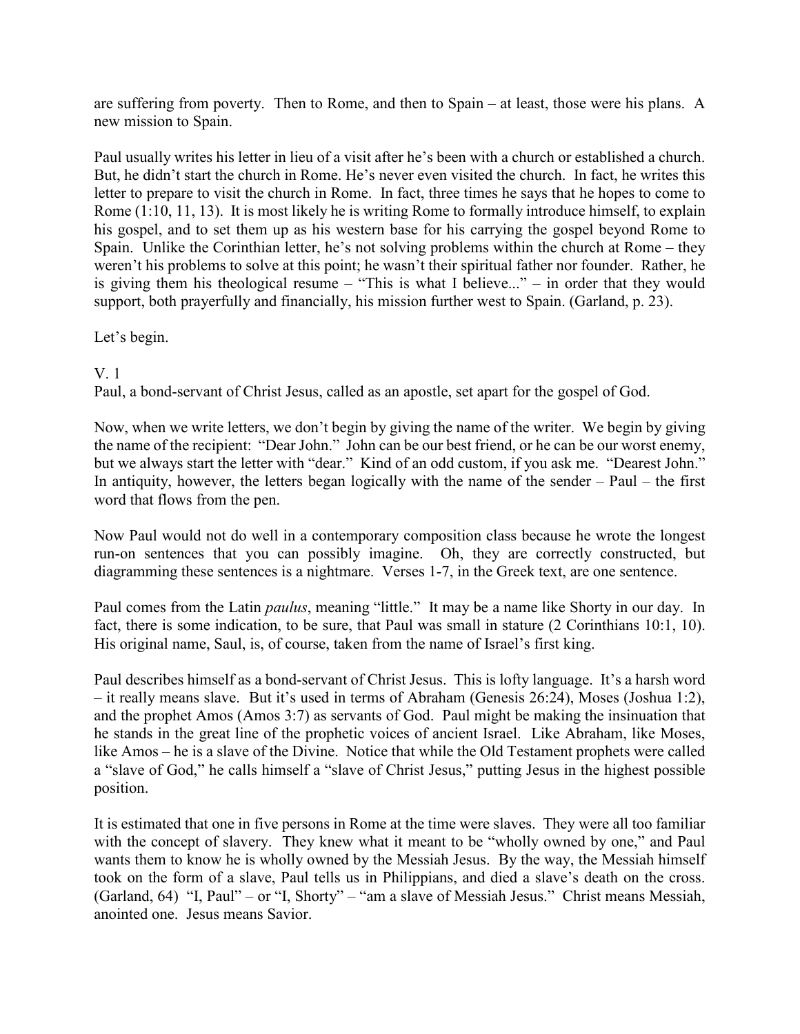are suffering from poverty. Then to Rome, and then to Spain – at least, those were his plans. A new mission to Spain.

Paul usually writes his letter in lieu of a visit after he's been with a church or established a church. But, he didn't start the church in Rome. He's never even visited the church. In fact, he writes this letter to prepare to visit the church in Rome. In fact, three times he says that he hopes to come to Rome (1:10, 11, 13). It is most likely he is writing Rome to formally introduce himself, to explain his gospel, and to set them up as his western base for his carrying the gospel beyond Rome to Spain. Unlike the Corinthian letter, he's not solving problems within the church at Rome – they weren't his problems to solve at this point; he wasn't their spiritual father nor founder. Rather, he is giving them his theological resume – "This is what I believe..." – in order that they would support, both prayerfully and financially, his mission further west to Spain. (Garland, p. 23).

Let's begin.

V. 1

Paul, a bond-servant of Christ Jesus, called as an apostle, set apart for the gospel of God.

Now, when we write letters, we don't begin by giving the name of the writer. We begin by giving the name of the recipient: "Dear John." John can be our best friend, or he can be our worst enemy, but we always start the letter with "dear." Kind of an odd custom, if you ask me. "Dearest John." In antiquity, however, the letters began logically with the name of the sender – Paul – the first word that flows from the pen.

Now Paul would not do well in a contemporary composition class because he wrote the longest run-on sentences that you can possibly imagine. Oh, they are correctly constructed, but diagramming these sentences is a nightmare. Verses 1-7, in the Greek text, are one sentence.

Paul comes from the Latin *paulus*, meaning "little." It may be a name like Shorty in our day. In fact, there is some indication, to be sure, that Paul was small in stature (2 Corinthians 10:1, 10). His original name, Saul, is, of course, taken from the name of Israel's first king.

Paul describes himself as a bond-servant of Christ Jesus. This is lofty language. It's a harsh word – it really means slave. But it's used in terms of Abraham (Genesis 26:24), Moses (Joshua 1:2), and the prophet Amos (Amos 3:7) as servants of God. Paul might be making the insinuation that he stands in the great line of the prophetic voices of ancient Israel. Like Abraham, like Moses, like Amos – he is a slave of the Divine. Notice that while the Old Testament prophets were called a "slave of God," he calls himself a "slave of Christ Jesus," putting Jesus in the highest possible position.

It is estimated that one in five persons in Rome at the time were slaves. They were all too familiar with the concept of slavery. They knew what it meant to be "wholly owned by one," and Paul wants them to know he is wholly owned by the Messiah Jesus. By the way, the Messiah himself took on the form of a slave, Paul tells us in Philippians, and died a slave's death on the cross. (Garland, 64) "I, Paul" – or "I, Shorty" – "am a slave of Messiah Jesus." Christ means Messiah, anointed one. Jesus means Savior.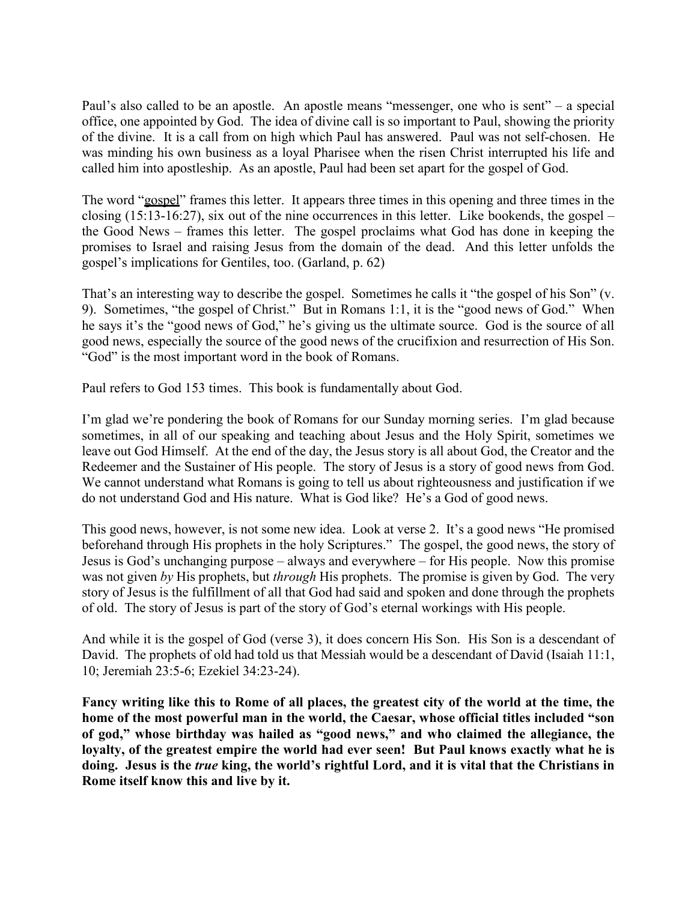Paul's also called to be an apostle. An apostle means "messenger, one who is sent" – a special office, one appointed by God. The idea of divine call is so important to Paul, showing the priority of the divine. It is a call from on high which Paul has answered. Paul was not self-chosen. He was minding his own business as a loyal Pharisee when the risen Christ interrupted his life and called him into apostleship. As an apostle, Paul had been set apart for the gospel of God.

The word "gospel" frames this letter. It appears three times in this opening and three times in the closing (15:13-16:27), six out of the nine occurrences in this letter. Like bookends, the gospel – the Good News – frames this letter. The gospel proclaims what God has done in keeping the promises to Israel and raising Jesus from the domain of the dead. And this letter unfolds the gospel's implications for Gentiles, too. (Garland, p. 62)

That's an interesting way to describe the gospel. Sometimes he calls it "the gospel of his Son" (v. 9). Sometimes, "the gospel of Christ." But in Romans 1:1, it is the "good news of God." When he says it's the "good news of God," he's giving us the ultimate source. God is the source of all good news, especially the source of the good news of the crucifixion and resurrection of His Son. "God" is the most important word in the book of Romans.

Paul refers to God 153 times. This book is fundamentally about God.

I'm glad we're pondering the book of Romans for our Sunday morning series. I'm glad because sometimes, in all of our speaking and teaching about Jesus and the Holy Spirit, sometimes we leave out God Himself. At the end of the day, the Jesus story is all about God, the Creator and the Redeemer and the Sustainer of His people. The story of Jesus is a story of good news from God. We cannot understand what Romans is going to tell us about righteousness and justification if we do not understand God and His nature. What is God like? He's a God of good news.

This good news, however, is not some new idea. Look at verse 2. It's a good news "He promised beforehand through His prophets in the holy Scriptures." The gospel, the good news, the story of Jesus is God's unchanging purpose – always and everywhere – for His people. Now this promise was not given *by* His prophets, but *through* His prophets. The promise is given by God. The very story of Jesus is the fulfillment of all that God had said and spoken and done through the prophets of old. The story of Jesus is part of the story of God's eternal workings with His people.

And while it is the gospel of God (verse 3), it does concern His Son. His Son is a descendant of David. The prophets of old had told us that Messiah would be a descendant of David (Isaiah 11:1, 10; Jeremiah 23:5-6; Ezekiel 34:23-24).

**Fancy writing like this to Rome of all places, the greatest city of the world at the time, the home of the most powerful man in the world, the Caesar, whose official titles included "son of god," whose birthday was hailed as "good news," and who claimed the allegiance, the loyalty, of the greatest empire the world had ever seen! But Paul knows exactly what he is doing. Jesus is the *true* king, the world's rightful Lord, and it is vital that the Christians in Rome itself know this and live by it.**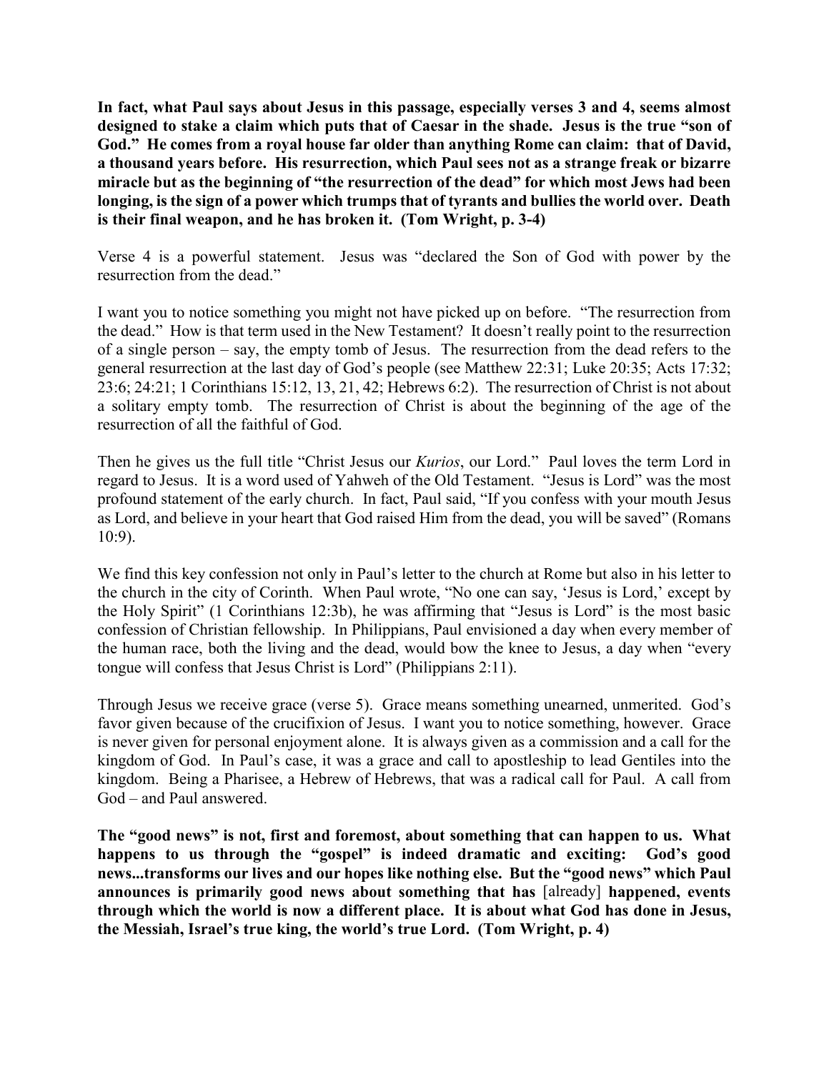**In fact, what Paul says about Jesus in this passage, especially verses 3 and 4, seems almost designed to stake a claim which puts that of Caesar in the shade. Jesus is the true "son of God." He comes from a royal house far older than anything Rome can claim: that of David, a thousand years before. His resurrection, which Paul sees not as a strange freak or bizarre miracle but as the beginning of "the resurrection of the dead" for which most Jews had been longing, is the sign of a power which trumps that of tyrants and bullies the world over. Death is their final weapon, and he has broken it. (Tom Wright, p. 3-4)**

Verse 4 is a powerful statement. Jesus was "declared the Son of God with power by the resurrection from the dead."

I want you to notice something you might not have picked up on before. "The resurrection from the dead." How is that term used in the New Testament? It doesn't really point to the resurrection of a single person – say, the empty tomb of Jesus. The resurrection from the dead refers to the general resurrection at the last day of God's people (see Matthew 22:31; Luke 20:35; Acts 17:32; 23:6; 24:21; 1 Corinthians 15:12, 13, 21, 42; Hebrews 6:2). The resurrection of Christ is not about a solitary empty tomb. The resurrection of Christ is about the beginning of the age of the resurrection of all the faithful of God.

Then he gives us the full title "Christ Jesus our *Kurios*, our Lord." Paul loves the term Lord in regard to Jesus. It is a word used of Yahweh of the Old Testament. "Jesus is Lord" was the most profound statement of the early church. In fact, Paul said, "If you confess with your mouth Jesus as Lord, and believe in your heart that God raised Him from the dead, you will be saved" (Romans 10:9).

We find this key confession not only in Paul's letter to the church at Rome but also in his letter to the church in the city of Corinth. When Paul wrote, "No one can say, 'Jesus is Lord,' except by the Holy Spirit" (1 Corinthians 12:3b), he was affirming that "Jesus is Lord" is the most basic confession of Christian fellowship. In Philippians, Paul envisioned a day when every member of the human race, both the living and the dead, would bow the knee to Jesus, a day when "every tongue will confess that Jesus Christ is Lord" (Philippians 2:11).

Through Jesus we receive grace (verse 5). Grace means something unearned, unmerited. God's favor given because of the crucifixion of Jesus. I want you to notice something, however. Grace is never given for personal enjoyment alone. It is always given as a commission and a call for the kingdom of God. In Paul's case, it was a grace and call to apostleship to lead Gentiles into the kingdom. Being a Pharisee, a Hebrew of Hebrews, that was a radical call for Paul. A call from God – and Paul answered.

**The "good news" is not, first and foremost, about something that can happen to us. What happens to us through the "gospel" is indeed dramatic and exciting: God's good news...transforms our lives and our hopes like nothing else. But the "good news" which Paul announces is primarily good news about something that has** [already] **happened, events through which the world is now a different place. It is about what God has done in Jesus, the Messiah, Israel's true king, the world's true Lord. (Tom Wright, p. 4)**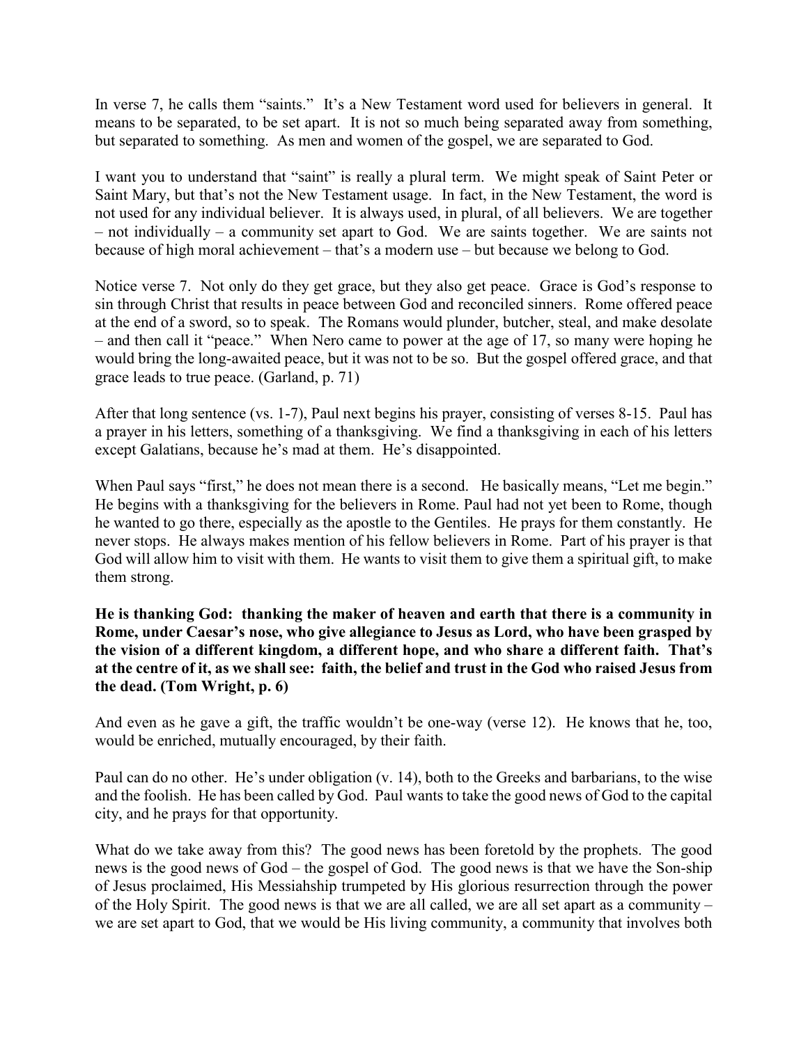In verse 7, he calls them "saints." It's a New Testament word used for believers in general. It means to be separated, to be set apart. It is not so much being separated away from something, but separated to something. As men and women of the gospel, we are separated to God.

I want you to understand that "saint" is really a plural term. We might speak of Saint Peter or Saint Mary, but that's not the New Testament usage. In fact, in the New Testament, the word is not used for any individual believer. It is always used, in plural, of all believers. We are together – not individually – a community set apart to God. We are saints together. We are saints not because of high moral achievement – that's a modern use – but because we belong to God.

Notice verse 7. Not only do they get grace, but they also get peace. Grace is God's response to sin through Christ that results in peace between God and reconciled sinners. Rome offered peace at the end of a sword, so to speak. The Romans would plunder, butcher, steal, and make desolate – and then call it "peace." When Nero came to power at the age of 17, so many were hoping he would bring the long-awaited peace, but it was not to be so. But the gospel offered grace, and that grace leads to true peace. (Garland, p. 71)

After that long sentence (vs. 1-7), Paul next begins his prayer, consisting of verses 8-15. Paul has a prayer in his letters, something of a thanksgiving. We find a thanksgiving in each of his letters except Galatians, because he's mad at them. He's disappointed.

When Paul says "first," he does not mean there is a second. He basically means, "Let me begin." He begins with a thanksgiving for the believers in Rome. Paul had not yet been to Rome, though he wanted to go there, especially as the apostle to the Gentiles. He prays for them constantly. He never stops. He always makes mention of his fellow believers in Rome. Part of his prayer is that God will allow him to visit with them. He wants to visit them to give them a spiritual gift, to make them strong.

**He is thanking God: thanking the maker of heaven and earth that there is a community in Rome, under Caesar's nose, who give allegiance to Jesus as Lord, who have been grasped by the vision of a different kingdom, a different hope, and who share a different faith. That's at the centre of it, as we shall see: faith, the belief and trust in the God who raised Jesus from the dead. (Tom Wright, p. 6)**

And even as he gave a gift, the traffic wouldn't be one-way (verse 12). He knows that he, too, would be enriched, mutually encouraged, by their faith.

Paul can do no other. He's under obligation (v. 14), both to the Greeks and barbarians, to the wise and the foolish. He has been called by God. Paul wants to take the good news of God to the capital city, and he prays for that opportunity.

What do we take away from this? The good news has been foretold by the prophets. The good news is the good news of God – the gospel of God. The good news is that we have the Son-ship of Jesus proclaimed, His Messiahship trumpeted by His glorious resurrection through the power of the Holy Spirit. The good news is that we are all called, we are all set apart as a community – we are set apart to God, that we would be His living community, a community that involves both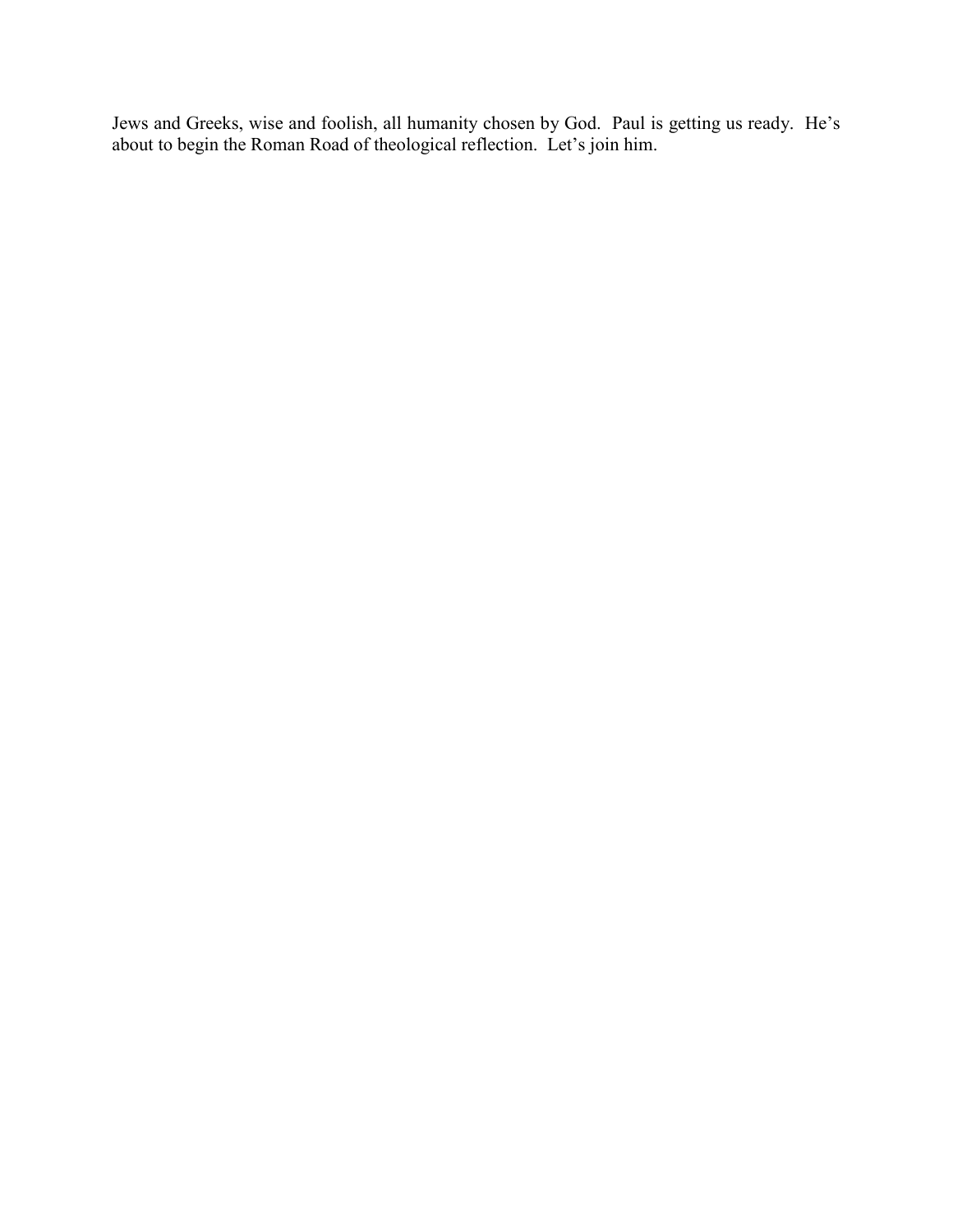Jews and Greeks, wise and foolish, all humanity chosen by God. Paul is getting us ready. He's about to begin the Roman Road of theological reflection. Let's join him.